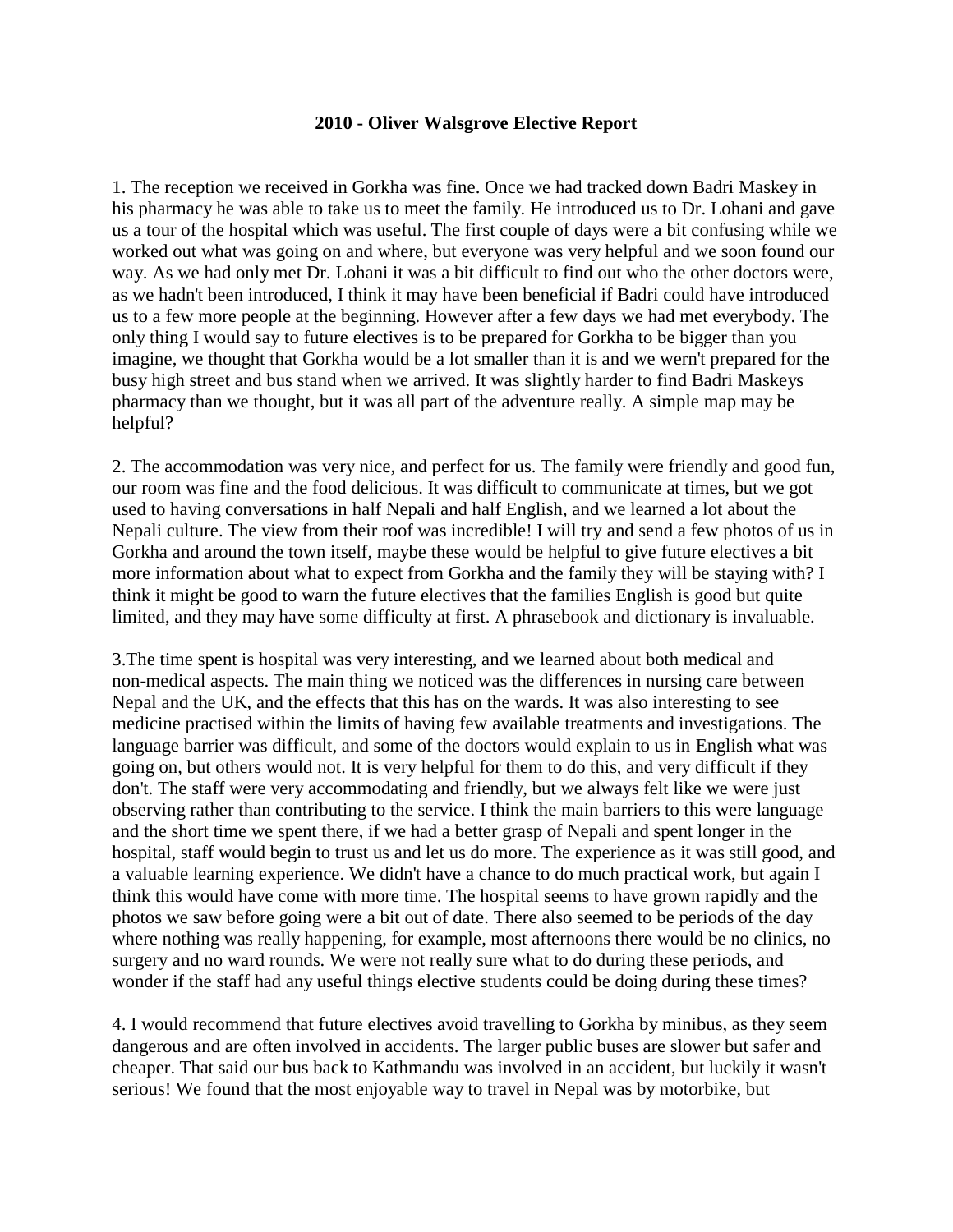**2010 - Oliver Walsgrove Elective Report**

1. The reception we received in Gorkha was fine. Once we had tracked down Badri Maskey in his pharmacy he was able to take us to meet the family. He introduced us to Dr. Lohani and gave us a tour of the hospital which was useful. The first couple of days were a bit confusing while we worked out what was going on and where, but everyone was very helpful and we soon found our way. As we had only met Dr. Lohani it was a bit difficult to find out who the other doctors were, as we hadn't been introduced, I think it may have been beneficial if Badri could have introduced us to a few more people at the beginning. However after a few days we had met everybody. The only thing I would say to future electives is to be prepared for Gorkha to be bigger than you imagine, we thought that Gorkha would be a lot smaller than it is and we wern't prepared for the busy high street and bus stand when we arrived. It was slightly harder to find Badri Maskeys pharmacy than we thought, but it was all part of the adventure really. A simple map may be helpful?

2. The accommodation was very nice, and perfect for us. The family were friendly and good fun, our room was fine and the food delicious. It was difficult to communicate at times, but we got used to having conversations in half Nepali and half English, and we learned a lot about the Nepali culture. The view from their roof was incredible! I will try and send a few photos of us in Gorkha and around the town itself, maybe these would be helpful to give future electives a bit more information about what to expect from Gorkha and the family they will be staying with? I think it might be good to warn the future electives that the families English is good but quite limited, and they may have some difficulty at first. A phrasebook and dictionary is invaluable.

3.The time spent is hospital was very interesting, and we learned about both medical and non-medical aspects. The main thing we noticed was the differences in nursing care between Nepal and the UK, and the effects that this has on the wards. It was also interesting to see medicine practised within the limits of having few available treatments and investigations. The language barrier was difficult, and some of the doctors would explain to us in English what was going on, but others would not. It is very helpful for them to do this, and very difficult if they don't. The staff were very accommodating and friendly, but we always felt like we were just observing rather than contributing to the service. I think the main barriers to this were language and the short time we spent there, if we had a better grasp of Nepali and spent longer in the hospital, staff would begin to trust us and let us do more. The experience as it was still good, and a valuable learning experience. We didn't have a chance to do much practical work, but again I think this would have come with more time. The hospital seems to have grown rapidly and the photos we saw before going were a bit out of date. There also seemed to be periods of the day where nothing was really happening, for example, most afternoons there would be no clinics, no surgery and no ward rounds. We were not really sure what to do during these periods, and wonder if the staff had any useful things elective students could be doing during these times?

4. I would recommend that future electives avoid travelling to Gorkha by minibus, as they seem dangerous and are often involved in accidents. The larger public buses are slower but safer and cheaper. That said our bus back to Kathmandu was involved in an accident, but luckily it wasn't serious! We found that the most enjoyable way to travel in Nepal was by motorbike, but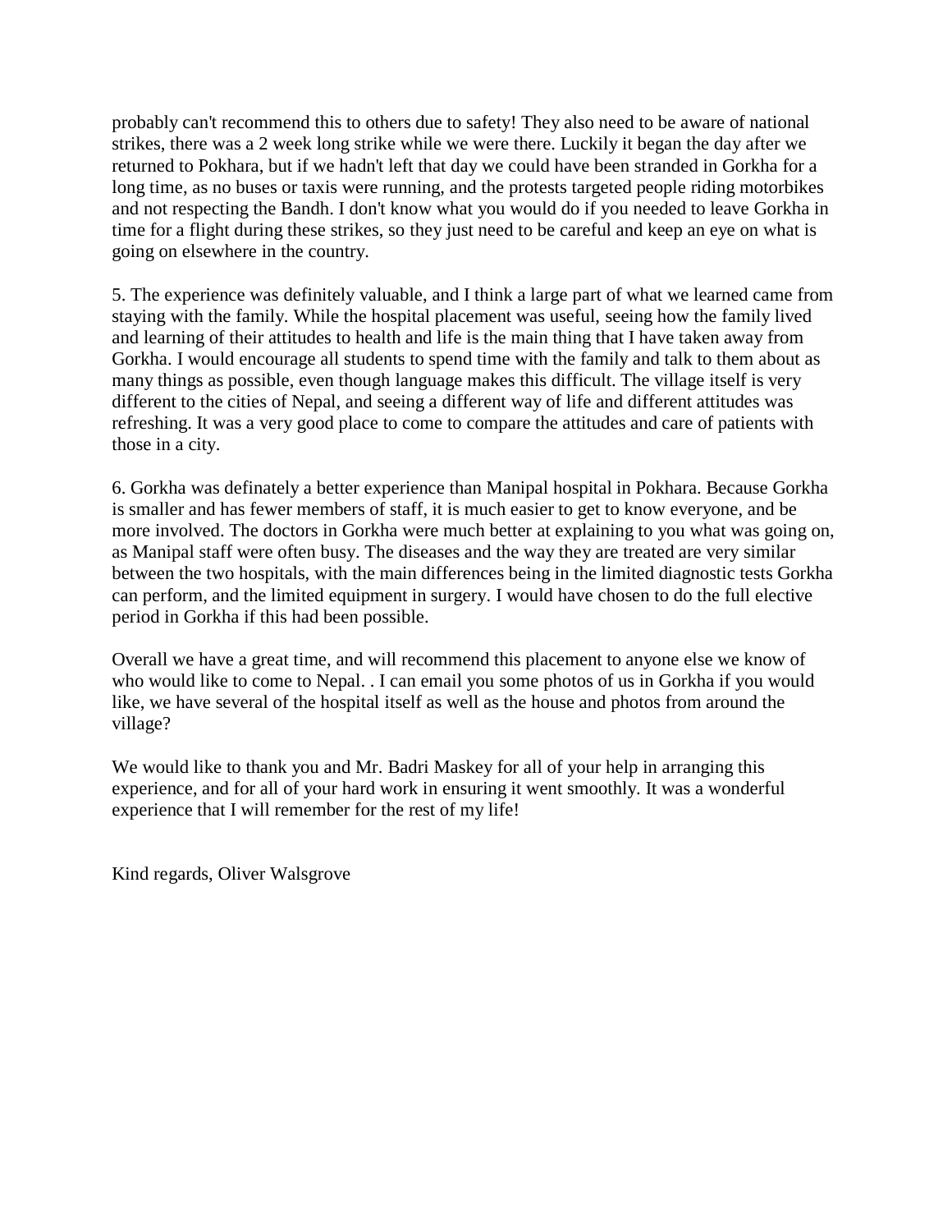probably can't recommend this to others due to safety! They also need to be aware of national strikes, there was a 2 week long strike while we were there. Luckily it began the day after we returned to Pokhara, but if we hadn't left that day we could have been stranded in Gorkha for a long time, as no buses or taxis were running, and the protests targeted people riding motorbikes and not respecting the Bandh. I don't know what you would do if you needed to leave Gorkha in time for a flight during these strikes, so they just need to be careful and keep an eye on what is going on elsewhere in the country.

5. The experience was definitely valuable, and I think a large part of what we learned came from staying with the family. While the hospital placement was useful, seeing how the family lived and learning of their attitudes to health and life is the main thing that I have taken away from Gorkha. I would encourage all students to spend time with the family and talk to them about as many things as possible, even though language makes this difficult. The village itself is very different to the cities of Nepal, and seeing a different way of life and different attitudes was refreshing. It was a very good place to come to compare the attitudes and care of patients with those in a city.

6. Gorkha was definately a better experience than Manipal hospital in Pokhara. Because Gorkha is smaller and has fewer members of staff, it is much easier to get to know everyone, and be more involved. The doctors in Gorkha were much better at explaining to you what was going on, as Manipal staff were often busy. The diseases and the way they are treated are very similar between the two hospitals, with the main differences being in the limited diagnostic tests Gorkha can perform, and the limited equipment in surgery. I would have chosen to do the full elective period in Gorkha if this had been possible.

Overall we have a great time, and will recommend this placement to anyone else we know of who would like to come to Nepal. . I can email you some photos of us in Gorkha if you would like, we have several of the hospital itself as well as the house and photos from around the village?

We would like to thank you and Mr. Badri Maskey for all of your help in arranging this experience, and for all of your hard work in ensuring it went smoothly. It was a wonderful experience that I will remember for the rest of my life!

Kind regards, Oliver Walsgrove